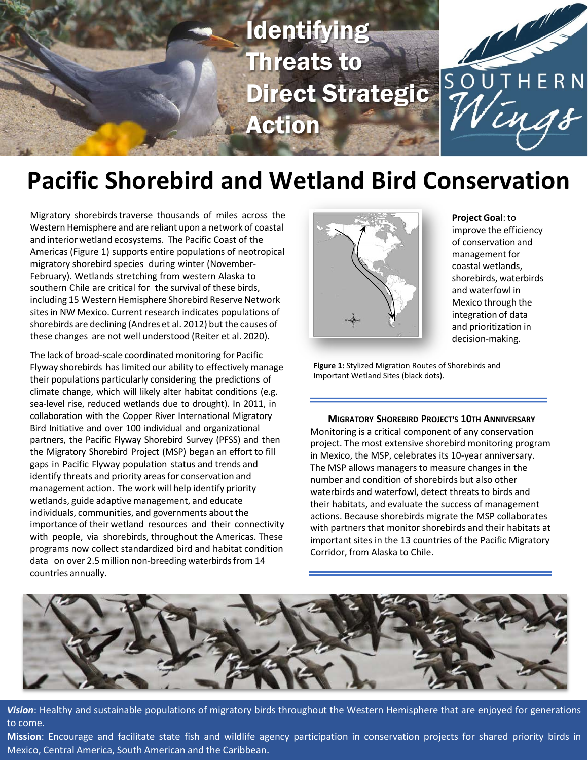# Identifying Threats to Direct Strategic Action

SOUTHERN *Wings*

# Pacific Shorebird and Wetland Bird Conservation

Migratory shorebirds traverse thousands of miles across the Western Hemisphere and are reliant upon a network of coastal and interior wetland ecosystems. The Pacific Coast of the Americas (Figure 1) supports entire populations of neotropical migratory shorebird species during winter (November-February). Wetlands stretching from western Alaska to southern Chile are critical for the survival of these birds, including 15 Western Hemisphere Shorebird Reserve Network sites in NW Mexico. Current research indicates populations of shorebirds are declining (Andres et al. 2012) but the causes of these changes are not well understood (Reiter et al. 2020).

The lack of broad-scale coordinated monitoring for Pacific Flyway shorebirds has limited our ability to effectively manage their populations particularly considering the predictions of climate change, which will likely alter habitat conditions (e.g. sea-level rise, reduced wetlands due to drought). In 2011, in collaboration with the Copper River International Migratory Bird Initiative and over 100 individual and organizational partners, the Pacific Flyway Shorebird Survey (PFSS) and then the Migratory Shorebird Project (MSP) began an effort to fill gaps in Pacific Flyway population status and trends and identify threats and priority areas for conservation and management action. The work will help identify priority wetlands, guide adaptive management, and educate individuals, communities, and governments about the importance of their wetland resources and their connectivity with people, via shorebirds, throughout the Americas. These programs now collect standardized bird and habitat condition data on over 2.5 million non-breeding waterbirds from 14 countries annually.

**Figure 1:** Stylized Migration Routes of Shorebirds and Important Wetland Sites (black dots).

**Project Goal**: to improve the efficiency of conservation and management for coastal wetlands, shorebirds, waterbirds and waterfowl in Mexico through the integration of data and prioritization in decision-making.

**MIGRATORY SHOREBIRD PROJECT'S 10TH ANNIVERSARY**

Monitoring is a critical component of any conservation project. The most extensive shorebird monitoring program in Mexico, the MSP, celebrates its 10-year anniversary. The MSP allows managers to measure changes in the number and condition of shorebirds but also other waterbirds and waterfowl, detect threats to birds and their habitats, and evaluate the success of management actions. Because shorebirds migrate the MSP collaborates with partners that monitor shorebirds and their habitats at important sites in the 13 countries of the Pacific Migratory Corridor, from Alaska to Chile.

***Vision***: Healthy and sustainable populations of migratory birds throughout the Western Hemisphere that are enjoyed for generations to come.

**Mission**: Encourage and facilitate state fish and wildlife agency participation in conservation projects for shared priority birds in Mexico, Central America, South American and the Caribbean.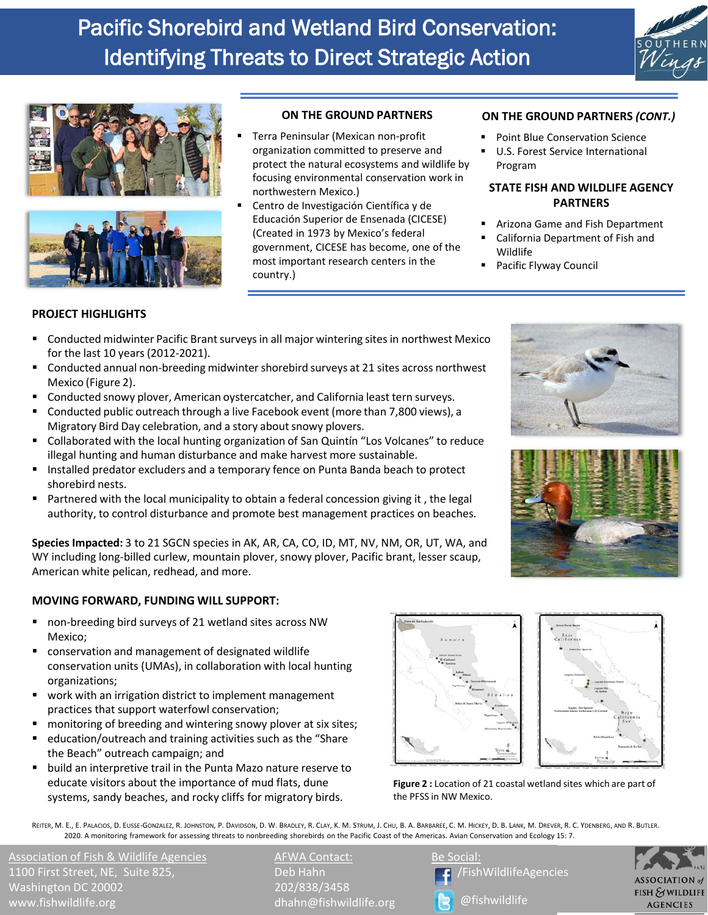# Pacific Shorebird and Wetland Bird Conservation: Identifying Threats to Direct Strategic Action

### ON THE GROUND PARTNERS

- Terra Peninsular (Mexican non-profit organization committed to preserve and protect the natural ecosystems and wildlife by focusing environmental conservation work in northwestern Mexico.)
- Centro de Investigación Científica y de Educación Superior de Ensenada (CICESE) (Created in 1973 by Mexico's federal government, CICESE has become, one of the most important research centers in the country.)

### ON THE GROUND PARTNERS *(CONT.)*

- Point Blue Conservation Science
- U.S. Forest Service International Program

### STATE FISH AND WILDLIFE AGENCY PARTNERS

- Arizona Game and Fish Department
- California Department of Fish and Wildlife
- Pacific Flyway Council

### PROJECT HIGHLIGHTS

- Conducted midwinter Pacific Brant surveys in all major wintering sites in northwest Mexico for the last 10 years (2012-2021).
- Conducted annual non-breeding midwinter shorebird surveys at 21 sites across northwest Mexico (Figure 2).
- Conducted snowy plover, American oystercatcher, and California least tern surveys.
- Conducted public outreach through a live Facebook event (more than 7,800 views), a Migratory Bird Day celebration, and a story about snowy plovers.
- Collaborated with the local hunting organization of San Quintín "Los Volcanes" to reduce illegal hunting and human disturbance and make harvest more sustainable.
- Installed predator excluders and a temporary fence on Punta Banda beach to protect shorebird nests.
- Partnered with the local municipality to obtain a federal concession giving it , the legal authority, to control disturbance and promote best management practices on beaches.

**Species Impacted:** 3 to 21 SGCN species in AK, AR, CA, CO, ID, MT, NV, NM, OR, UT, WA, and WY including long-billed curlew, mountain plover, snowy plover, Pacific brant, lesser scaup, American white pelican, redhead, and more.

### MOVING FORWARD, FUNDING WILL SUPPORT:

- non-breeding bird surveys of 21 wetland sites across NW Mexico;
- conservation and management of designated wildlife conservation units (UMAs), in collaboration with local hunting organizations;
- work with an irrigation district to implement management practices that support waterfowl conservation;
- monitoring of breeding and wintering snowy plover at six sites;
- education/outreach and training activities such as the "Share the Beach" outreach campaign; and
- build an interpretive trail in the Punta Mazo nature reserve to educate visitors about the importance of mud flats, dune systems, sandy beaches, and rocky cliffs for migratory birds.

**Figure 2 :** Location of 21 coastal wetland sites which are part of the PFSS in NW Mexico.

Reiter, M. E., E. Palacios, D. Eusse-Gonzalez, R. Johnston, P. Davidson, D. W. Bradley, R. Clay, K. M. Strum, J. Chu, B. A. Barbaree, C. M. Hickey, D. B. Lank, M. Drever, R. C. Ydenberg, and R. Butler. 2020. A monitoring framework for assessing threats to nonbreeding shorebirds on the Pacific Coast of the Americas. Avian Conservation and Ecology 15: 7.

Association of Fish & Wildlife Agencies
1100 First Street, NE, Suite 825,
Washington DC 20002
www.fishwildlife.org

AFWA Contact:
Deb Hahn
202/838/3458
dhahn@fishwildlife.org

Be Social:
/FishWildlifeAgencies
@fishwildlife